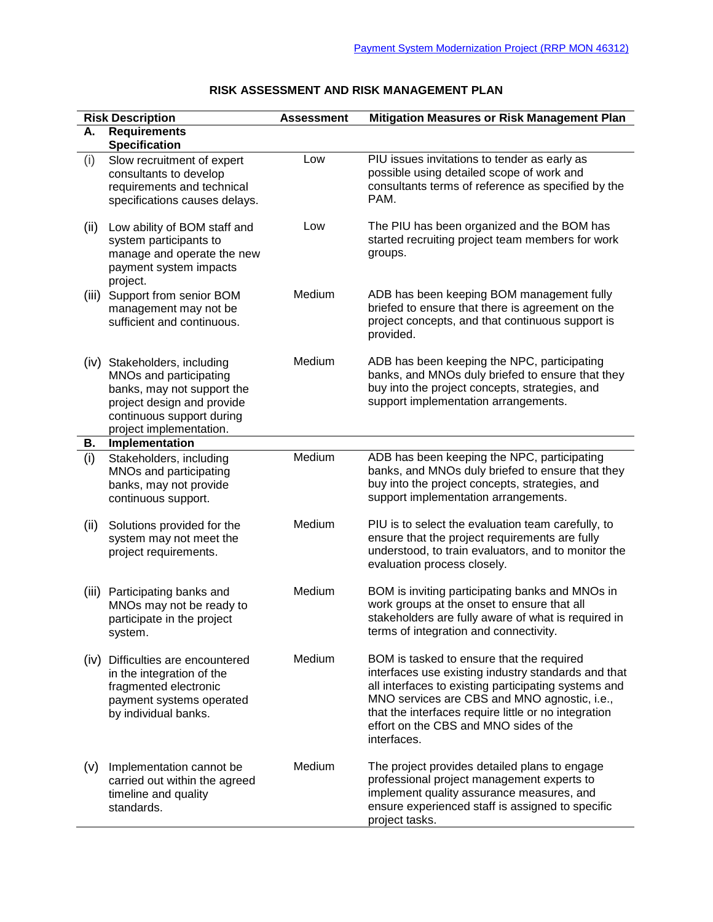# RISK ASSESSMENT AND RISK MANAGEMENT PLAN

| Risk Description | | Assessment | Mitigation Measures or Risk Management Plan |
|---|---|---|---|
| **A.** | **Requirements Specification** | | |
| (i) | Slow recruitment of expert consultants to develop requirements and technical specifications causes delays. | Low | PIU issues invitations to tender as early as possible using detailed scope of work and consultants terms of reference as specified by the PAM. |
| (ii) | Low ability of BOM staff and system participants to manage and operate the new payment system impacts project. | Low | The PIU has been organized and the BOM has started recruiting project team members for work groups. |
| (iii) | Support from senior BOM management may not be sufficient and continuous. | Medium | ADB has been keeping BOM management fully briefed to ensure that there is agreement on the project concepts, and that continuous support is provided. |
| (iv) | Stakeholders, including MNOs and participating banks, may not support the project design and provide continuous support during project implementation. | Medium | ADB has been keeping the NPC, participating banks, and MNOs duly briefed to ensure that they buy into the project concepts, strategies, and support implementation arrangements. |
| **B.** | **Implementation** | | |
| (i) | Stakeholders, including MNOs and participating banks, may not provide continuous support. | Medium | ADB has been keeping the NPC, participating banks, and MNOs duly briefed to ensure that they buy into the project concepts, strategies, and support implementation arrangements. |
| (ii) | Solutions provided for the system may not meet the project requirements. | Medium | PIU is to select the evaluation team carefully, to ensure that the project requirements are fully understood, to train evaluators, and to monitor the evaluation process closely. |
| (iii) | Participating banks and MNOs may not be ready to participate in the project system. | Medium | BOM is inviting participating banks and MNOs in work groups at the onset to ensure that all stakeholders are fully aware of what is required in terms of integration and connectivity. |
| (iv) | Difficulties are encountered in the integration of the fragmented electronic payment systems operated by individual banks. | Medium | BOM is tasked to ensure that the required interfaces use existing industry standards and that all interfaces to existing participating systems and MNO services are CBS and MNO agnostic, i.e., that the interfaces require little or no integration effort on the CBS and MNO sides of the interfaces. |
| (v) | Implementation cannot be carried out within the agreed timeline and quality standards. | Medium | The project provides detailed plans to engage professional project management experts to implement quality assurance measures, and ensure experienced staff is assigned to specific project tasks. |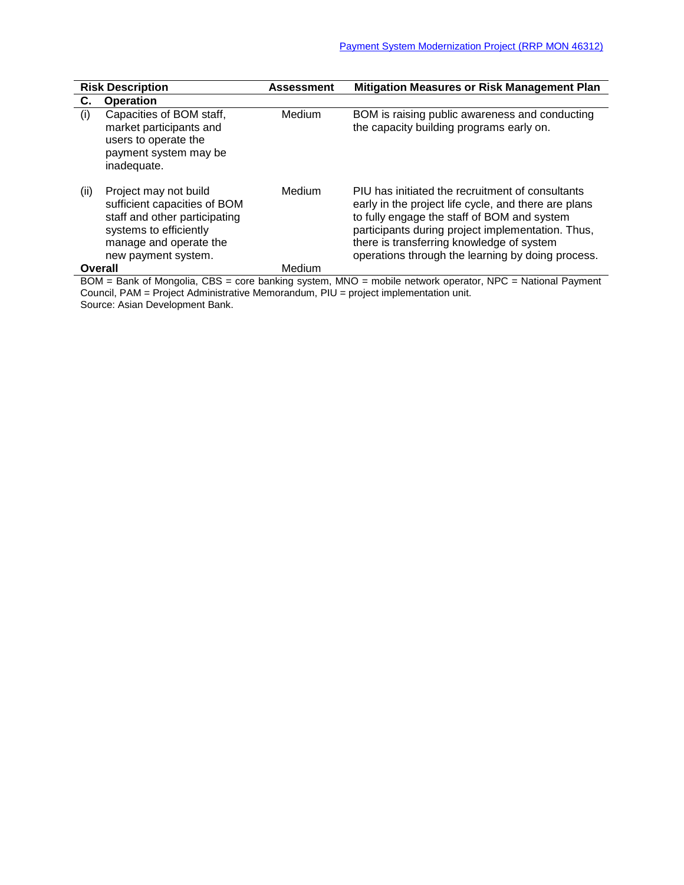| Risk Description | | Assessment | Mitigation Measures or Risk Management Plan |
|---|---|---|---|
| **C.** | **Operation** | | |
| (i) | Capacities of BOM staff, market participants and users to operate the payment system may be inadequate. | Medium | BOM is raising public awareness and conducting the capacity building programs early on. |
| (ii) | Project may not build sufficient capacities of BOM staff and other participating systems to efficiently manage and operate the new payment system. | Medium | PIU has initiated the recruitment of consultants early in the project life cycle, and there are plans to fully engage the staff of BOM and system participants during project implementation. Thus, there is transferring knowledge of system operations through the learning by doing process. |
| **Overall** | | Medium | |

BOM = Bank of Mongolia, CBS = core banking system, MNO = mobile network operator, NPC = National Payment Council, PAM = Project Administrative Memorandum, PIU = project implementation unit.
Source: Asian Development Bank.